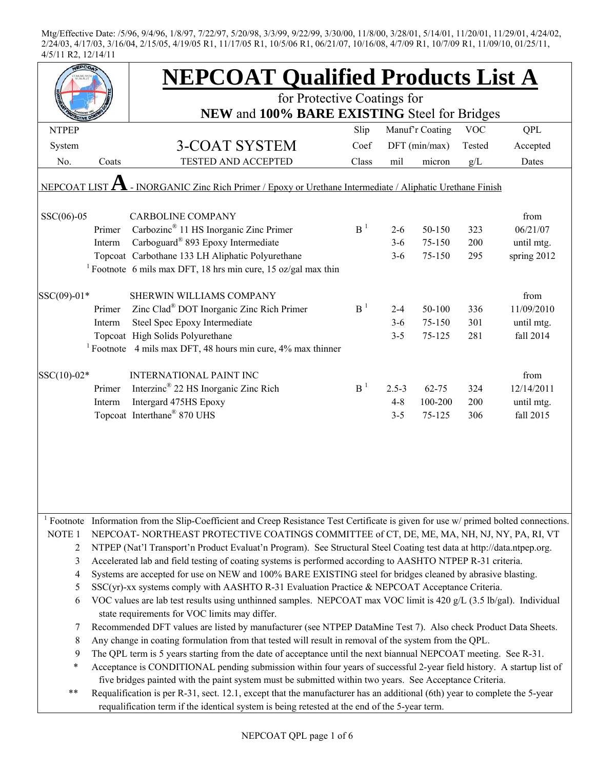Mtg/Effective Date: /5/96, 9/4/96, 1/8/97, 7/22/97, 5/20/98, 3/3/99, 9/22/99, 3/30/00, 11/8/00, 3/28/01, 5/14/01, 11/20/01, 11/29/01, 4/24/02, 2/24/03, 4/17/03, 3/16/04, 2/15/05, 4/19/05 R1, 11/17/05 R1, 10/5/06 R1, 06/21/07, 10/16/08, 4/7/09 R1, 10/7/09 R1, 11/09/10, 01/25/11, 4/5/11 R2, 12/14/11

# NEPCOAT Qualified Products List A

for Protective Coatings for
**NEW** and **100% BARE EXISTING** Steel for Bridges

| NTPEP System No. | Coats | 3-COAT SYSTEM TESTED AND ACCEPTED | Slip Coef Class | Manuf'r Coating DFT (min/max) mil | micron | VOC Tested g/L | QPL Accepted Dates |
|---|---|---|---|---|---|---|---|
| NEPCOAT LIST **A** - INORGANIC Zinc Rich Primer / Epoxy or Urethane Intermediate / Aliphatic Urethane Finish | | | | | | | |
| SSC(06)-05 | | CAROLINE COMPANY | | | | | from |
| | Primer | Carbozinc® 11 HS Inorganic Zinc Primer | B [1] | 2-6 | 50-150 | 323 | 06/21/07 |
| | Interm | Carboguard® 893 Epoxy Intermediate | | 3-6 | 75-150 | 200 | until mtg. |
| | Topcoat | Carbothane 133 LH Aliphatic Polyurethane | | 3-6 | 75-150 | 295 | spring 2012 |
| | [1] Footnote | 6 mils max DFT, 18 hrs min cure, 15 oz/gal max thin | | | | | |
| SSC(09)-01* | | SHERWIN WILLIAMS COMPANY | | | | | from |
| | Primer | Zinc Clad® DOT Inorganic Zinc Rich Primer | B [1] | 2-4 | 50-100 | 336 | 11/09/2010 |
| | Interm | Steel Spec Epoxy Intermediate | | 3-6 | 75-150 | 301 | until mtg. |
| | Topcoat | High Solids Polyurethane | | 3-5 | 75-125 | 281 | fall 2014 |
| | [1] Footnote | 4 mils max DFT, 48 hours min cure, 4% max thinner | | | | | |
| SSC(10)-02* | | INTERNATIONAL PAINT INC | | | | | from |
| | Primer | Interzinc® 22 HS Inorganic Zinc Rich | B [1] | 2.5-3 | 62-75 | 324 | 12/14/2011 |
| | Interm | Intergard 475HS Epoxy | | 4-8 | 100-200 | 200 | until mtg. |
| | Topcoat | Interthane® 870 UHS | | 3-5 | 75-125 | 306 | fall 2015 |

[1] Footnote Information from the Slip-Coefficient and Creep Resistance Test Certificate is given for use w/ primed bolted connections.

NOTE 1 NEPCOAT- NORTHEAST PROTECTIVE COATINGS COMMITTEE of CT, DE, ME, MA, NH, NJ, NY, PA, RI, VT

2 NTPEP (Nat'l Transport'n Product Evaluat'n Program). See Structural Steel Coating test data at http://data.ntpep.org.

3 Accelerated lab and field testing of coating systems is performed according to AASHTO NTPEP R-31 criteria.

4 Systems are accepted for use on NEW and 100% BARE EXISTING steel for bridges cleaned by abrasive blasting.

5 SSC(yr)-xx systems comply with AASHTO R-31 Evaluation Practice & NEPCOAT Acceptance Criteria.

6 VOC values are lab test results using unthinned samples. NEPCOAT max VOC limit is 420 g/L (3.5 lb/gal). Individual state requirements for VOC limits may differ.

7 Recommended DFT values are listed by manufacturer (see NTPEP DataMine Test 7). Also check Product Data Sheets.

8 Any change in coating formulation from that tested will result in removal of the system from the QPL.

9 The QPL term is 5 years starting from the date of acceptance until the next biannual NEPCOAT meeting. See R-31.

\* Acceptance is CONDITIONAL pending submission within four years of successful 2-year field history. A startup list of five bridges painted with the paint system must be submitted within two years. See Acceptance Criteria.

\** Requalification is per R-31, sect. 12.1, except that the manufacturer has an additional (6th) year to complete the 5-year requalification term if the identical system is being retested at the end of the 5-year term.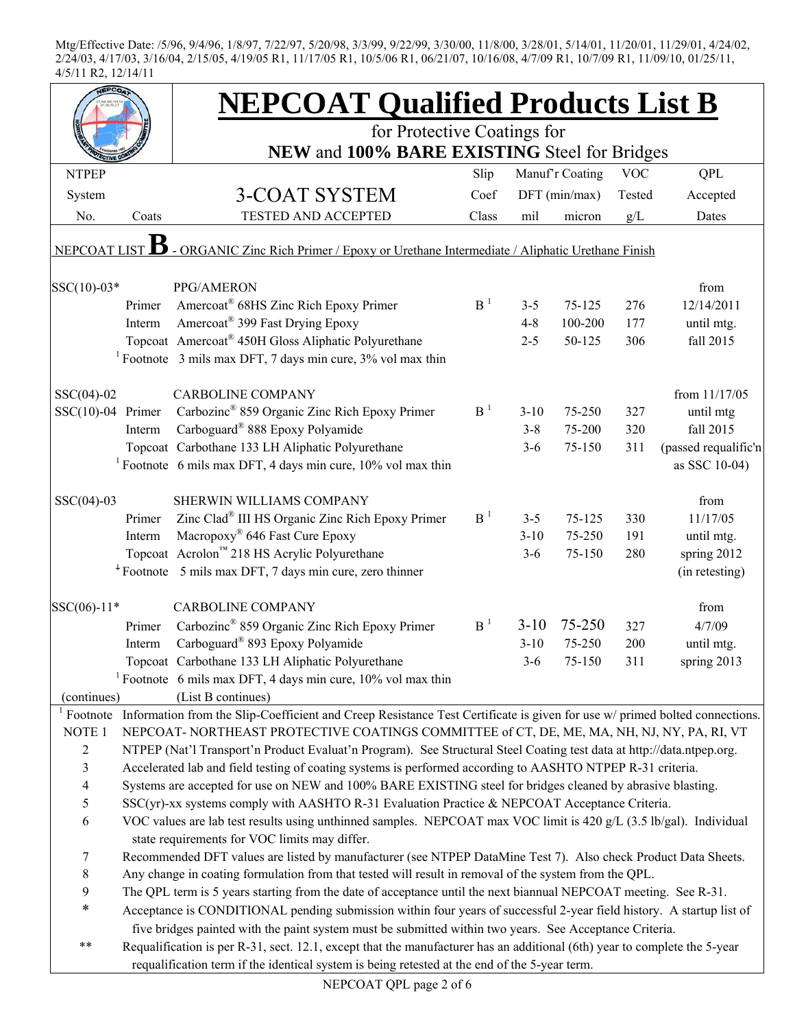Mtg/Effective Date: /5/96, 9/4/96, 1/8/97, 7/22/97, 5/20/98, 3/3/99, 9/22/99, 3/30/00, 11/8/00, 3/28/01, 5/14/01, 11/20/01, 11/29/01, 4/24/02, 2/24/03, 4/17/03, 3/16/04, 2/15/05, 4/19/05 R1, 11/17/05 R1, 10/5/06 R1, 06/21/07, 10/16/08, 4/7/09 R1, 10/7/09 R1, 11/09/10, 01/25/11, 4/5/11 R2, 12/14/11

# NEPCOAT Qualified Products List B

for Protective Coatings for
**NEW** and **100% BARE EXISTING** Steel for Bridges

| NTPEP System No. | Coats | 3-COAT SYSTEM TESTED AND ACCEPTED | Slip Coef Class | Manuf'r Coating DFT (min/max) mil | micron | VOC Tested g/L | QPL Accepted Dates |
|---|---|---|---|---|---|---|---|
| NEPCOAT LIST **B** - ORGANIC Zinc Rich Primer / Epoxy or Urethane Intermediate / Aliphatic Urethane Finish | | | | | | | |
| SSC(10)-03* | | PPG/AMERON | | | | | from |
| | Primer | Amercoat® 68HS Zinc Rich Epoxy Primer | B [1] | 3-5 | 75-125 | 276 | 12/14/2011 |
| | Interm | Amercoat® 399 Fast Drying Epoxy | | 4-8 | 100-200 | 177 | until mtg. |
| | Topcoat | Amercoat® 450H Gloss Aliphatic Polyurethane | | 2-5 | 50-125 | 306 | fall 2015 |
| | [1] Footnote | 3 mils max DFT, 7 days min cure, 3% vol max thin | | | | | |
| SSC(04)-02 | | CARBOLINE COMPANY | | | | | from 11/17/05 |
| SSC(10)-04 | Primer | Carbozinc® 859 Organic Zinc Rich Epoxy Primer | B [1] | 3-10 | 75-250 | 327 | until mtg |
| | Interm | Carboguard® 888 Epoxy Polyamide | | 3-8 | 75-200 | 320 | fall 2015 |
| | Topcoat | Carbothane 133 LH Aliphatic Polyurethane | | 3-6 | 75-150 | 311 | (passed requalific'n |
| | [1] Footnote | 6 mils max DFT, 4 days min cure, 10% vol max thin | | | | | as SSC 10-04) |
| SSC(04)-03 | | SHERWIN WILLIAMS COMPANY | | | | | from |
| | Primer | Zinc Clad® III HS Organic Zinc Rich Epoxy Primer | B [1] | 3-5 | 75-125 | 330 | 11/17/05 |
| | Interm | Macropoxy® 646 Fast Cure Epoxy | | 3-10 | 75-250 | 191 | until mtg. |
| | Topcoat | Acrolon™ 218 HS Acrylic Polyurethane | | 3-6 | 75-150 | 280 | spring 2012 |
| | [1] Footnote | 5 mils max DFT, 7 days min cure, zero thinner | | | | | (in retesting) |
| SSC(06)-11* | | CARBOLINE COMPANY | | | | | from |
| | Primer | Carbozinc® 859 Organic Zinc Rich Epoxy Primer | B [1] | 3-10 | 75-250 | 327 | 4/7/09 |
| | Interm | Carboguard® 893 Epoxy Polyamide | | 3-10 | 75-250 | 200 | until mtg. |
| | Topcoat | Carbothane 133 LH Aliphatic Polyurethane | | 3-6 | 75-150 | 311 | spring 2013 |
| | [1] Footnote | 6 mils max DFT, 4 days min cure, 10% vol max thin | | | | | |
| (continues) | | (List B continues) | | | | | |

[1] Footnote Information from the Slip-Coefficient and Creep Resistance Test Certificate is given for use w/ primed bolted connections.

NOTE 1 NEPCOAT- NORTHEAST PROTECTIVE COATINGS COMMITTEE of CT, DE, ME, MA, NH, NJ, NY, PA, RI, VT

2 NTPEP (Nat'l Transport'n Product Evaluat'n Program). See Structural Steel Coating test data at http://data.ntpep.org.

3 Accelerated lab and field testing of coating systems is performed according to AASHTO NTPEP R-31 criteria.

4 Systems are accepted for use on NEW and 100% BARE EXISTING steel for bridges cleaned by abrasive blasting.

5 SSC(yr)-xx systems comply with AASHTO R-31 Evaluation Practice & NEPCOAT Acceptance Criteria.

6 VOC values are lab test results using unthinned samples. NEPCOAT max VOC limit is 420 g/L (3.5 lb/gal). Individual state requirements for VOC limits may differ.

7 Recommended DFT values are listed by manufacturer (see NTPEP DataMine Test 7). Also check Product Data Sheets.

8 Any change in coating formulation from that tested will result in removal of the system from the QPL.

9 The QPL term is 5 years starting from the date of acceptance until the next biannual NEPCOAT meeting. See R-31.

* Acceptance is CONDITIONAL pending submission within four years of successful 2-year field history. A startup list of five bridges painted with the paint system must be submitted within two years. See Acceptance Criteria.

** Requalification is per R-31, sect. 12.1, except that the manufacturer has an additional (6th) year to complete the 5-year requalification term if the identical system is being retested at the end of the 5-year term.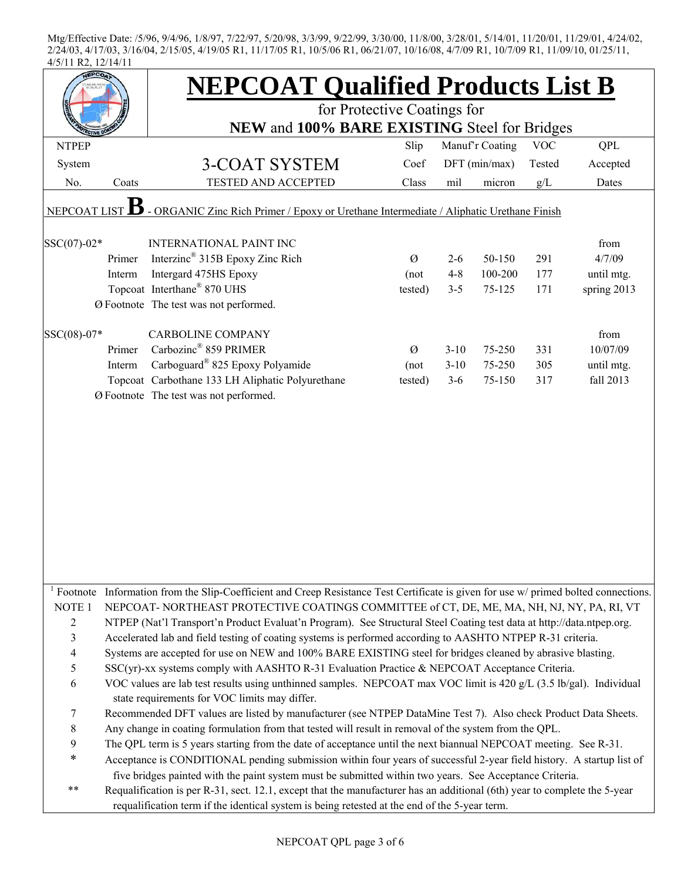Mtg/Effective Date: /5/96, 9/4/96, 1/8/97, 7/22/97, 5/20/98, 3/3/99, 9/22/99, 3/30/00, 11/8/00, 3/28/01, 5/14/01, 11/20/01, 11/29/01, 4/24/02, 2/24/03, 4/17/03, 3/16/04, 2/15/05, 4/19/05 R1, 11/17/05 R1, 10/5/06 R1, 06/21/07, 10/16/08, 4/7/09 R1, 10/7/09 R1, 11/09/10, 01/25/11, 4/5/11 R2, 12/14/11

# NEPCOAT Qualified Products List B

for Protective Coatings for

**NEW** and **100% BARE EXISTING** Steel for Bridges

| NTPEP System No. | Coats | 3-COAT SYSTEM TESTED AND ACCEPTED | Slip Coef Class | Manuf'r Coating DFT (min/max) mil | Manuf'r Coating DFT (min/max) micron | VOC Tested g/L | QPL Accepted Dates |
|---|---|---|---|---|---|---|---|
| NEPCOAT LIST **B** - ORGANIC Zinc Rich Primer / Epoxy or Urethane Intermediate / Aliphatic Urethane Finish | | | | | | | |
| SSC(07)-02* | | INTERNATIONAL PAINT INC | | | | | from |
| | Primer | Interzinc® 315B Epoxy Zinc Rich | Ø | 2-6 | 50-150 | 291 | 4/7/09 |
| | Interm | Intergard 475HS Epoxy | (not | 4-8 | 100-200 | 177 | until mtg. |
| | Topcoat | Interthane® 870 UHS | tested) | 3-5 | 75-125 | 171 | spring 2013 |
| | Ø Footnote | The test was not performed. | | | | | |
| SSC(08)-07* | | CARBOLINE COMPANY | | | | | from |
| | Primer | Carbozinc® 859 PRIMER | Ø | 3-10 | 75-250 | 331 | 10/07/09 |
| | Interm | Carboguard® 825 Epoxy Polyamide | (not | 3-10 | 75-250 | 305 | until mtg. |
| | Topcoat | Carbothane 133 LH Aliphatic Polyurethane | tested) | 3-6 | 75-150 | 317 | fall 2013 |
| | Ø Footnote | The test was not performed. | | | | | |

[1] Footnote Information from the Slip-Coefficient and Creep Resistance Test Certificate is given for use w/ primed bolted connections.

NOTE 1 NEPCOAT- NORTHEAST PROTECTIVE COATINGS COMMITTEE of CT, DE, ME, MA, NH, NJ, NY, PA, RI, VT

2 NTPEP (Nat'l Transport'n Product Evaluat'n Program). See Structural Steel Coating test data at http://data.ntpep.org.

3 Accelerated lab and field testing of coating systems is performed according to AASHTO NTPEP R-31 criteria.

4 Systems are accepted for use on NEW and 100% BARE EXISTING steel for bridges cleaned by abrasive blasting.

5 SSC(yr)-xx systems comply with AASHTO R-31 Evaluation Practice & NEPCOAT Acceptance Criteria.

6 VOC values are lab test results using unthinned samples. NEPCOAT max VOC limit is 420 g/L (3.5 lb/gal). Individual state requirements for VOC limits may differ.

7 Recommended DFT values are listed by manufacturer (see NTPEP DataMine Test 7). Also check Product Data Sheets.

8 Any change in coating formulation from that tested will result in removal of the system from the QPL.

9 The QPL term is 5 years starting from the date of acceptance until the next biannual NEPCOAT meeting. See R-31.

\* Acceptance is CONDITIONAL pending submission within four years of successful 2-year field history. A startup list of five bridges painted with the paint system must be submitted within two years. See Acceptance Criteria.

\*\* Requalification is per R-31, sect. 12.1, except that the manufacturer has an additional (6th) year to complete the 5-year requalification term if the identical system is being retested at the end of the 5-year term.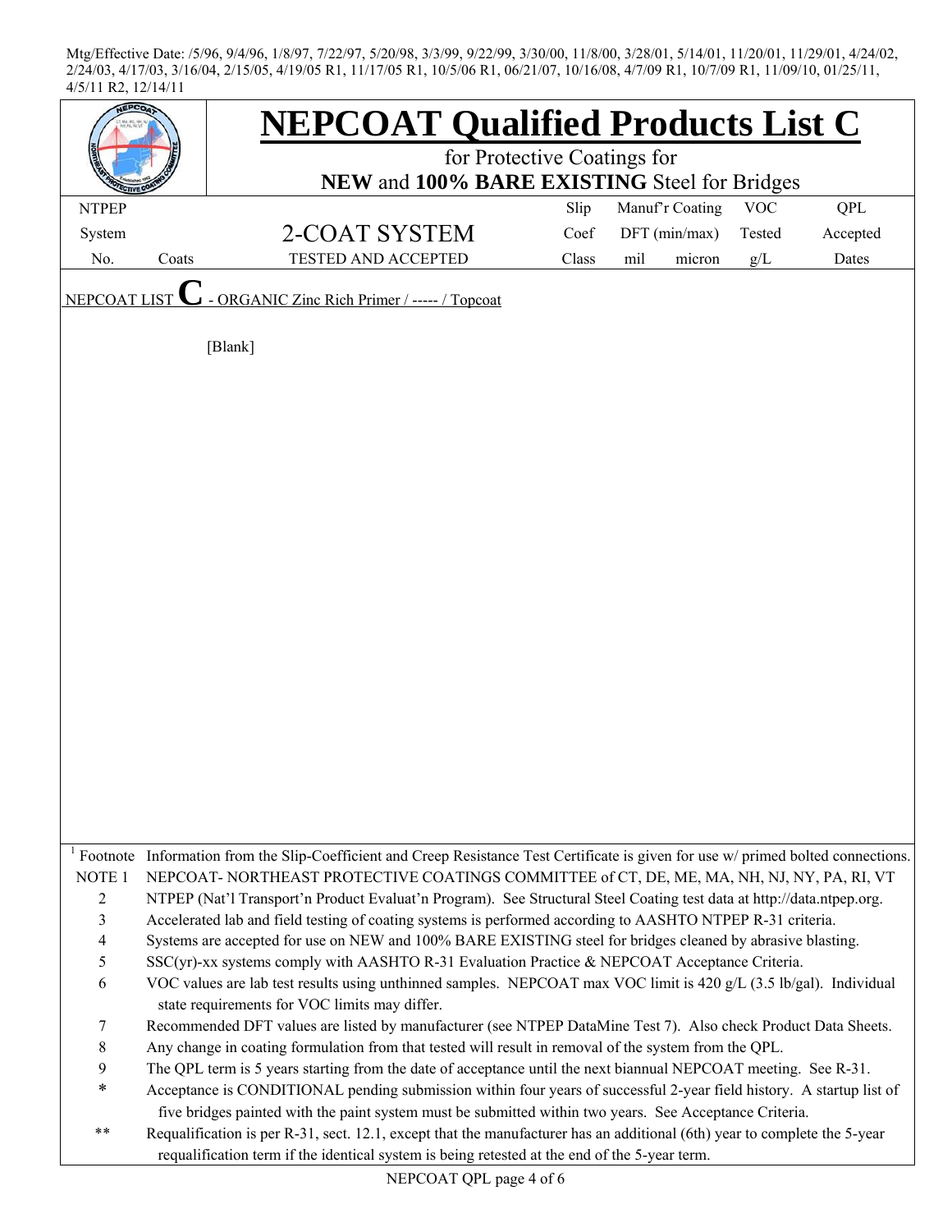Mtg/Effective Date: /5/96, 9/4/96, 1/8/97, 7/22/97, 5/20/98, 3/3/99, 9/22/99, 3/30/00, 11/8/00, 3/28/01, 5/14/01, 11/20/01, 11/29/01, 4/24/02, 2/24/03, 4/17/03, 3/16/04, 2/15/05, 4/19/05 R1, 11/17/05 R1, 10/5/06 R1, 06/21/07, 10/16/08, 4/7/09 R1, 10/7/09 R1, 11/09/10, 01/25/11, 4/5/11 R2, 12/14/11

# NEPCOAT Qualified Products List C

for Protective Coatings for
**NEW** and **100% BARE EXISTING** Steel for Bridges

| NTPEP System No. | Coats | 2-COAT SYSTEM TESTED AND ACCEPTED | Slip Coef Class | Manuf'r Coating DFT (min/max) mil | micron | VOC Tested g/L | QPL Accepted Dates |
|---|---|---|---|---|---|---|---|

NEPCOAT LIST **C** - ORGANIC Zinc Rich Primer / ----- / Topcoat

[Blank]

| | |
|---|---|
| [1] Footnote | Information from the Slip-Coefficient and Creep Resistance Test Certificate is given for use w/ primed bolted connections. |
| NOTE 1 | NEPCOAT- NORTHEAST PROTECTIVE COATINGS COMMITTEE of CT, DE, ME, MA, NH, NJ, NY, PA, RI, VT |
| 2 | NTPEP (Nat'l Transport'n Product Evaluat'n Program). See Structural Steel Coating test data at http://data.ntpep.org. |
| 3 | Accelerated lab and field testing of coating systems is performed according to AASHTO NTPEP R-31 criteria. |
| 4 | Systems are accepted for use on NEW and 100% BARE EXISTING steel for bridges cleaned by abrasive blasting. |
| 5 | SSC(yr)-xx systems comply with AASHTO R-31 Evaluation Practice & NEPCOAT Acceptance Criteria. |
| 6 | VOC values are lab test results using unthinned samples. NEPCOAT max VOC limit is 420 g/L (3.5 lb/gal). Individual state requirements for VOC limits may differ. |
| 7 | Recommended DFT values are listed by manufacturer (see NTPEP DataMine Test 7). Also check Product Data Sheets. |
| 8 | Any change in coating formulation from that tested will result in removal of the system from the QPL. |
| 9 | The QPL term is 5 years starting from the date of acceptance until the next biannual NEPCOAT meeting. See R-31. |
| * | Acceptance is CONDITIONAL pending submission within four years of successful 2-year field history. A startup list of five bridges painted with the paint system must be submitted within two years. See Acceptance Criteria. |
| ** | Requalification is per R-31, sect. 12.1, except that the manufacturer has an additional (6th) year to complete the 5-year requalification term if the identical system is being retested at the end of the 5-year term. |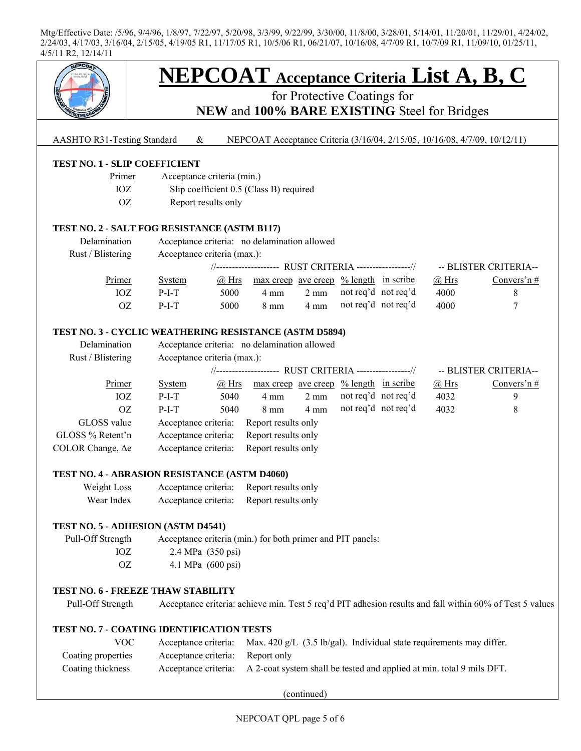Mtg/Effective Date: /5/96, 9/4/96, 1/8/97, 7/22/97, 5/20/98, 3/3/99, 9/22/99, 3/30/00, 11/8/00, 3/28/01, 5/14/01, 11/20/01, 11/29/01, 4/24/02, 2/24/03, 4/17/03, 3/16/04, 2/15/05, 4/19/05 R1, 11/17/05 R1, 10/5/06 R1, 06/21/07, 10/16/08, 4/7/09 R1, 10/7/09 R1, 11/09/10, 01/25/11, 4/5/11 R2, 12/14/11

# NEPCOAT Acceptance Criteria List A, B, C

## for Protective Coatings for **NEW** and **100% BARE EXISTING** Steel for Bridges

AASHTO R31-Testing Standard & NEPCOAT Acceptance Criteria (3/16/04, 2/15/05, 10/16/08, 4/7/09, 10/12/11)

### TEST NO. 1 - SLIP COEFFICIENT

| Primer | Acceptance criteria (min.) |
|---|---|
| IOZ | Slip coefficient 0.5 (Class B) required |
| OZ | Report results only |

### TEST NO. 2 - SALT FOG RESISTANCE (ASTM B117)

Delamination: Acceptance criteria: no delamination allowed

Rust / Blistering: Acceptance criteria (max.):

| | | RUST CRITERIA | | | | | BLISTER CRITERIA | |
|---|---|---|---|---|---|---|---|---|
| Primer | System | @ Hrs | max creep | ave creep | % length | in scribe | @ Hrs | Convers'n # |
| IOZ | P-I-T | 5000 | 4 mm | 2 mm | not req'd | not req'd | 4000 | 8 |
| OZ | P-I-T | 5000 | 8 mm | 4 mm | not req'd | not req'd | 4000 | 7 |

### TEST NO. 3 - CYCLIC WEATHERING RESISTANCE (ASTM D5894)

Delamination: Acceptance criteria: no delamination allowed

Rust / Blistering: Acceptance criteria (max.):

| | | RUST CRITERIA | | | | | BLISTER CRITERIA | |
|---|---|---|---|---|---|---|---|---|
| Primer | System | @ Hrs | max creep | ave creep | % length | in scribe | @ Hrs | Convers'n # |
| IOZ | P-I-T | 5040 | 4 mm | 2 mm | not req'd | not req'd | 4032 | 9 |
| OZ | P-I-T | 5040 | 8 mm | 4 mm | not req'd | not req'd | 4032 | 8 |

GLOSS value: Acceptance criteria: Report results only

GLOSS % Retent'n: Acceptance criteria: Report results only

COLOR Change, Δe: Acceptance criteria: Report results only

### TEST NO. 4 - ABRASION RESISTANCE (ASTM D4060)

Weight Loss: Acceptance criteria: Report results only

Wear Index: Acceptance criteria: Report results only

### TEST NO. 5 - ADHESION (ASTM D4541)

Pull-Off Strength: Acceptance criteria (min.) for both primer and PIT panels:

- IOZ: 2.4 MPa (350 psi)
- OZ: 4.1 MPa (600 psi)

### TEST NO. 6 - FREEZE THAW STABILITY

Pull-Off Strength: Acceptance criteria: achieve min. Test 5 req'd PIT adhesion results and fall within 60% of Test 5 values

### TEST NO. 7 - COATING IDENTIFICATION TESTS

VOC: Acceptance criteria: Max. 420 g/L (3.5 lb/gal). Individual state requirements may differ.

Coating properties: Acceptance criteria: Report only

Coating thickness: Acceptance criteria: A 2-coat system shall be tested and applied at min. total 9 mils DFT.

(continued)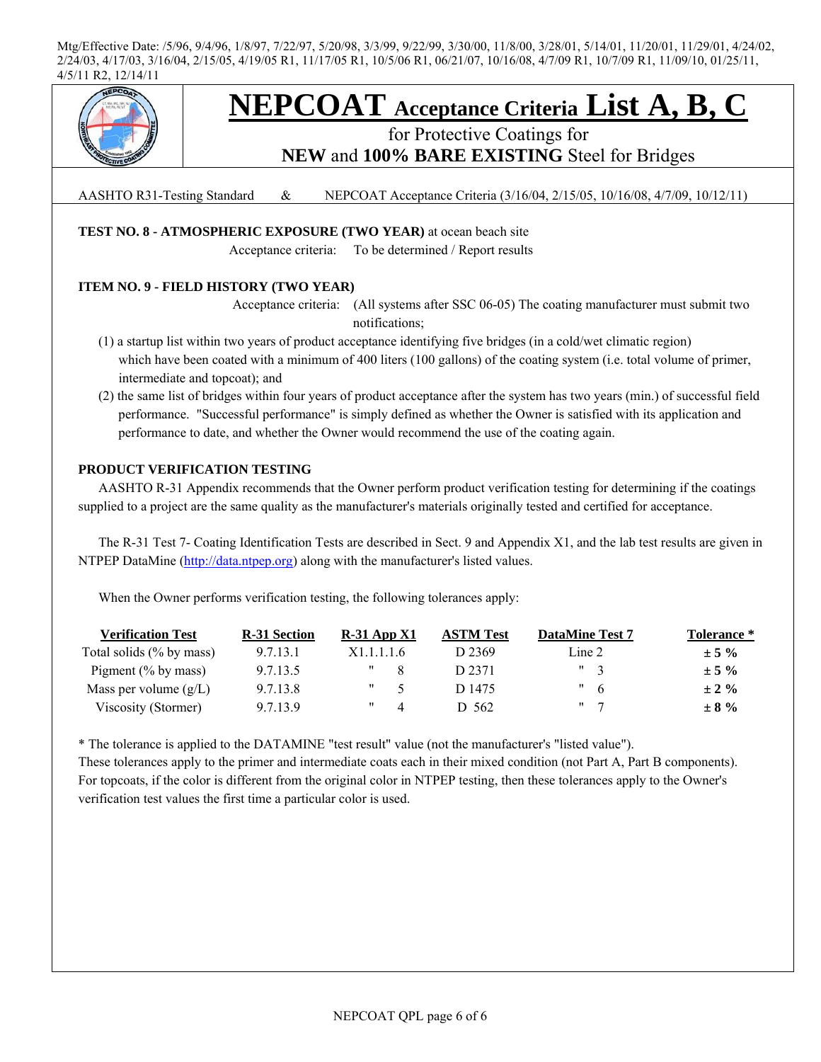Mtg/Effective Date: /5/96, 9/4/96, 1/8/97, 7/22/97, 5/20/98, 3/3/99, 9/22/99, 3/30/00, 11/8/00, 3/28/01, 5/14/01, 11/20/01, 11/29/01, 4/24/02, 2/24/03, 4/17/03, 3/16/04, 2/15/05, 4/19/05 R1, 11/17/05 R1, 10/5/06 R1, 06/21/07, 10/16/08, 4/7/09 R1, 10/7/09 R1, 11/09/10, 01/25/11, 4/5/11 R2, 12/14/11

# NEPCOAT Acceptance Criteria List A, B, C

for Protective Coatings for

**NEW** and **100% BARE EXISTING** Steel for Bridges

AASHTO R31-Testing Standard & NEPCOAT Acceptance Criteria (3/16/04, 2/15/05, 10/16/08, 4/7/09, 10/12/11)

**TEST NO. 8 - ATMOSPHERIC EXPOSURE (TWO YEAR)** at ocean beach site

Acceptance criteria: To be determined / Report results

**ITEM NO. 9 - FIELD HISTORY (TWO YEAR)**

Acceptance criteria: (All systems after SSC 06-05) The coating manufacturer must submit two notifications;

(1) a startup list within two years of product acceptance identifying five bridges (in a cold/wet climatic region) which have been coated with a minimum of 400 liters (100 gallons) of the coating system (i.e. total volume of primer, intermediate and topcoat); and

(2) the same list of bridges within four years of product acceptance after the system has two years (min.) of successful field performance. "Successful performance" is simply defined as whether the Owner is satisfied with its application and performance to date, and whether the Owner would recommend the use of the coating again.

**PRODUCT VERIFICATION TESTING**

AASHTO R-31 Appendix recommends that the Owner perform product verification testing for determining if the coatings supplied to a project are the same quality as the manufacturer's materials originally tested and certified for acceptance.

The R-31 Test 7- Coating Identification Tests are described in Sect. 9 and Appendix X1, and the lab test results are given in NTPEP DataMine (http://data.ntpep.org) along with the manufacturer's listed values.

When the Owner performs verification testing, the following tolerances apply:

| Verification Test | R-31 Section | R-31 App X1 | ASTM Test | DataMine Test 7 | Tolerance * |
|---|---|---|---|---|---|
| Total solids (% by mass) | 9.7.13.1 | X1.1.1.1.6 | D 2369 | Line 2 | **± 5 %** |
| Pigment (% by mass) | 9.7.13.5 | " 8 | D 2371 | " 3 | **± 5 %** |
| Mass per volume (g/L) | 9.7.13.8 | " 5 | D 1475 | " 6 | **± 2 %** |
| Viscosity (Stormer) | 9.7.13.9 | " 4 | D 562 | " 7 | **± 8 %** |

* The tolerance is applied to the DATAMINE "test result" value (not the manufacturer's "listed value").
These tolerances apply to the primer and intermediate coats each in their mixed condition (not Part A, Part B components).
For topcoats, if the color is different from the original color in NTPEP testing, then these tolerances apply to the Owner's verification test values the first time a particular color is used.